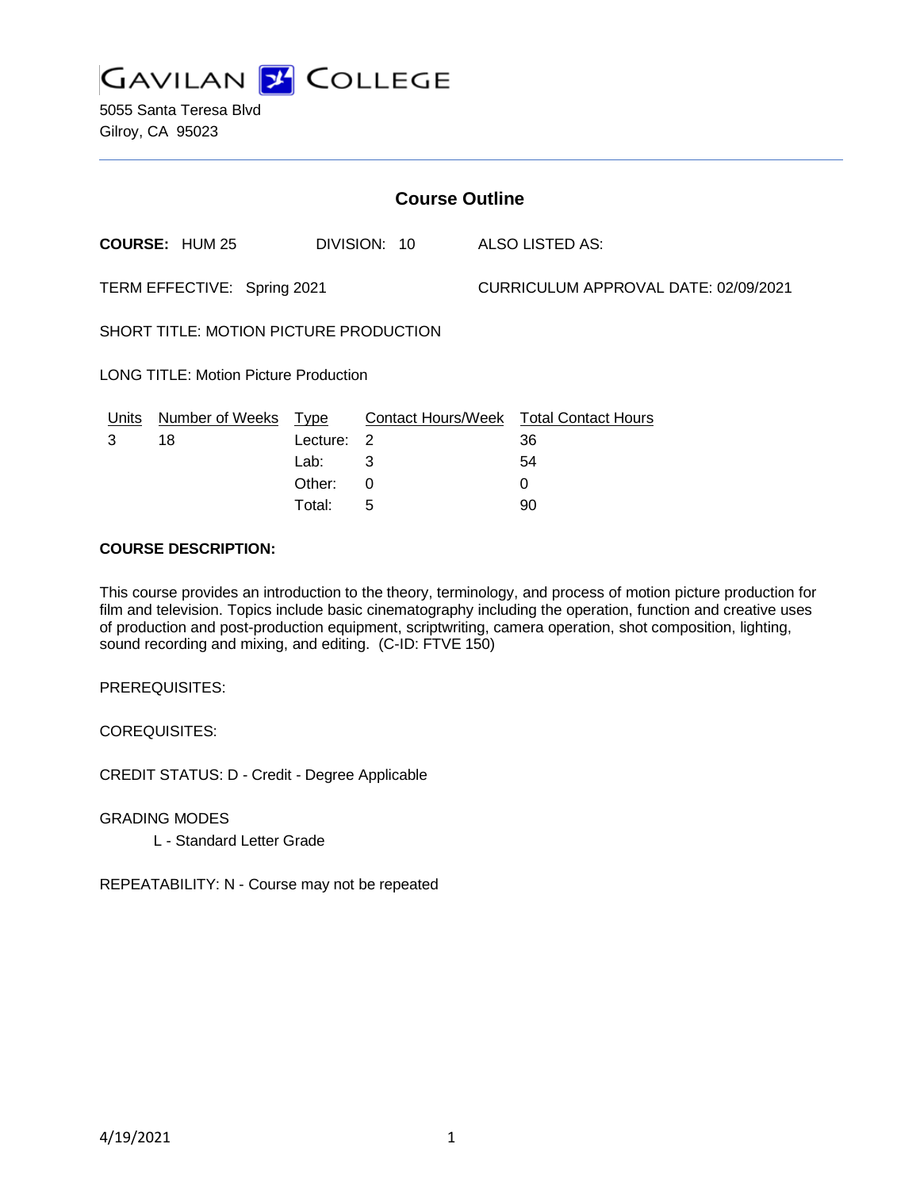# GAVILAN COLLEGE

5055 Santa Teresa Blvd
Gilroy, CA 95023

## Course Outline

**COURSE:** HUM 25 DIVISION: 10 ALSO LISTED AS:

TERM EFFECTIVE: Spring 2021 CURRICULUM APPROVAL DATE: 02/09/2021

SHORT TITLE: MOTION PICTURE PRODUCTION

LONG TITLE: Motion Picture Production

| Units | Number of Weeks | Type | Contact Hours/Week | Total Contact Hours |
|---|---|---|---|---|
| 3 | 18 | Lecture: | 2 | 36 |
| | | Lab: | 3 | 54 |
| | | Other: | 0 | 0 |
| | | Total: | 5 | 90 |

**COURSE DESCRIPTION:**

This course provides an introduction to the theory, terminology, and process of motion picture production for film and television. Topics include basic cinematography including the operation, function and creative uses of production and post-production equipment, scriptwriting, camera operation, shot composition, lighting, sound recording and mixing, and editing. (C-ID: FTVE 150)

PREREQUISITES:

COREQUISITES:

CREDIT STATUS: D - Credit - Degree Applicable

GRADING MODES

L - Standard Letter Grade

REPEATABILITY: N - Course may not be repeated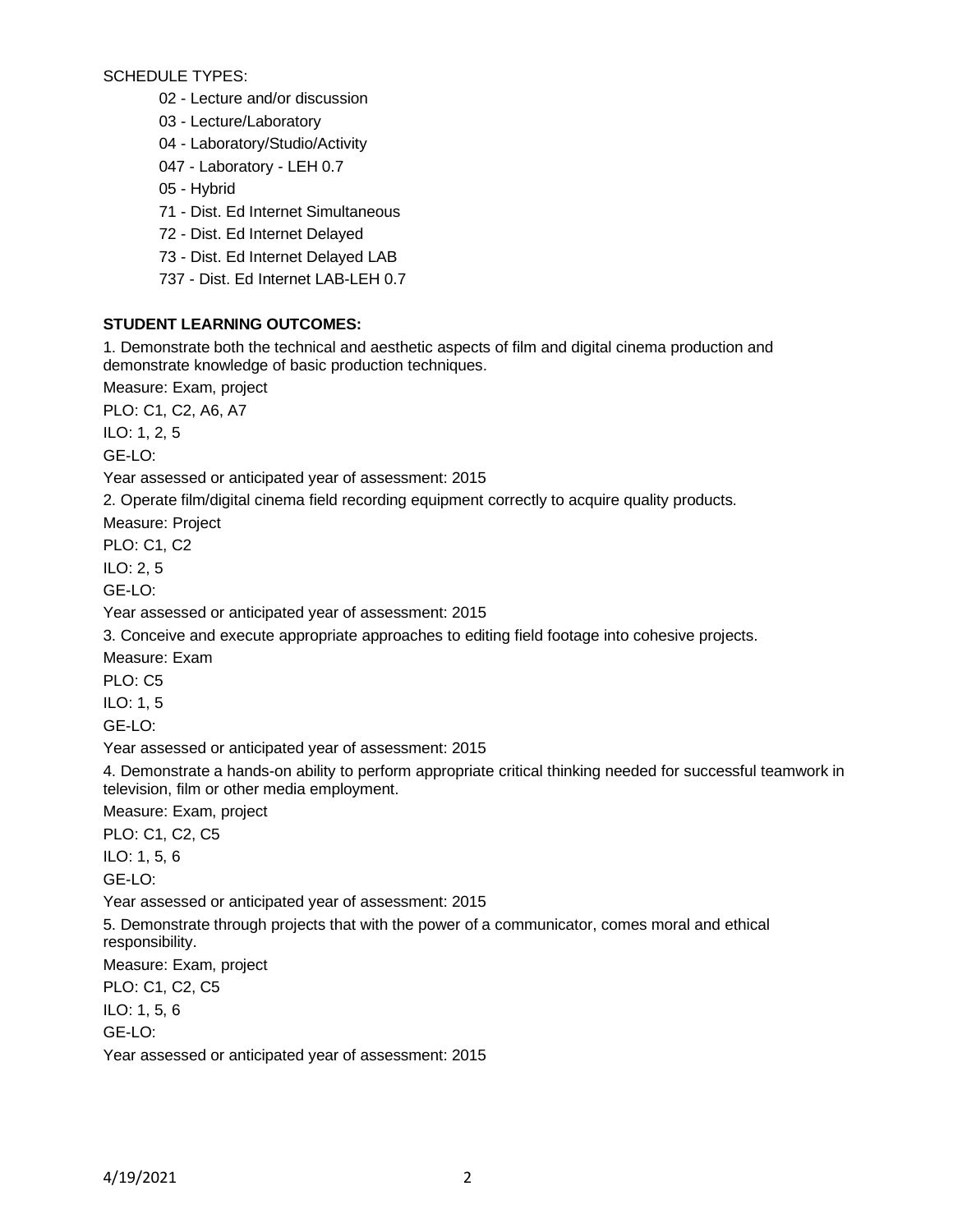SCHEDULE TYPES:

- 02 - Lecture and/or discussion
- 03 - Lecture/Laboratory
- 04 - Laboratory/Studio/Activity
- 047 - Laboratory - LEH 0.7
- 05 - Hybrid
- 71 - Dist. Ed Internet Simultaneous
- 72 - Dist. Ed Internet Delayed
- 73 - Dist. Ed Internet Delayed LAB
- 737 - Dist. Ed Internet LAB-LEH 0.7

**STUDENT LEARNING OUTCOMES:**

1. Demonstrate both the technical and aesthetic aspects of film and digital cinema production and demonstrate knowledge of basic production techniques.

Measure: Exam, project

PLO: C1, C2, A6, A7

ILO: 1, 2, 5

GE-LO:

Year assessed or anticipated year of assessment: 2015

2. Operate film/digital cinema field recording equipment correctly to acquire quality products.

Measure: Project

PLO: C1, C2

ILO: 2, 5

GE-LO:

Year assessed or anticipated year of assessment: 2015

3. Conceive and execute appropriate approaches to editing field footage into cohesive projects.

Measure: Exam

PLO: C5

ILO: 1, 5

GE-LO:

Year assessed or anticipated year of assessment: 2015

4. Demonstrate a hands-on ability to perform appropriate critical thinking needed for successful teamwork in television, film or other media employment.

Measure: Exam, project

PLO: C1, C2, C5

ILO: 1, 5, 6

GE-LO:

Year assessed or anticipated year of assessment: 2015

5. Demonstrate through projects that with the power of a communicator, comes moral and ethical responsibility.

Measure: Exam, project

PLO: C1, C2, C5

ILO: 1, 5, 6

GE-LO:

Year assessed or anticipated year of assessment: 2015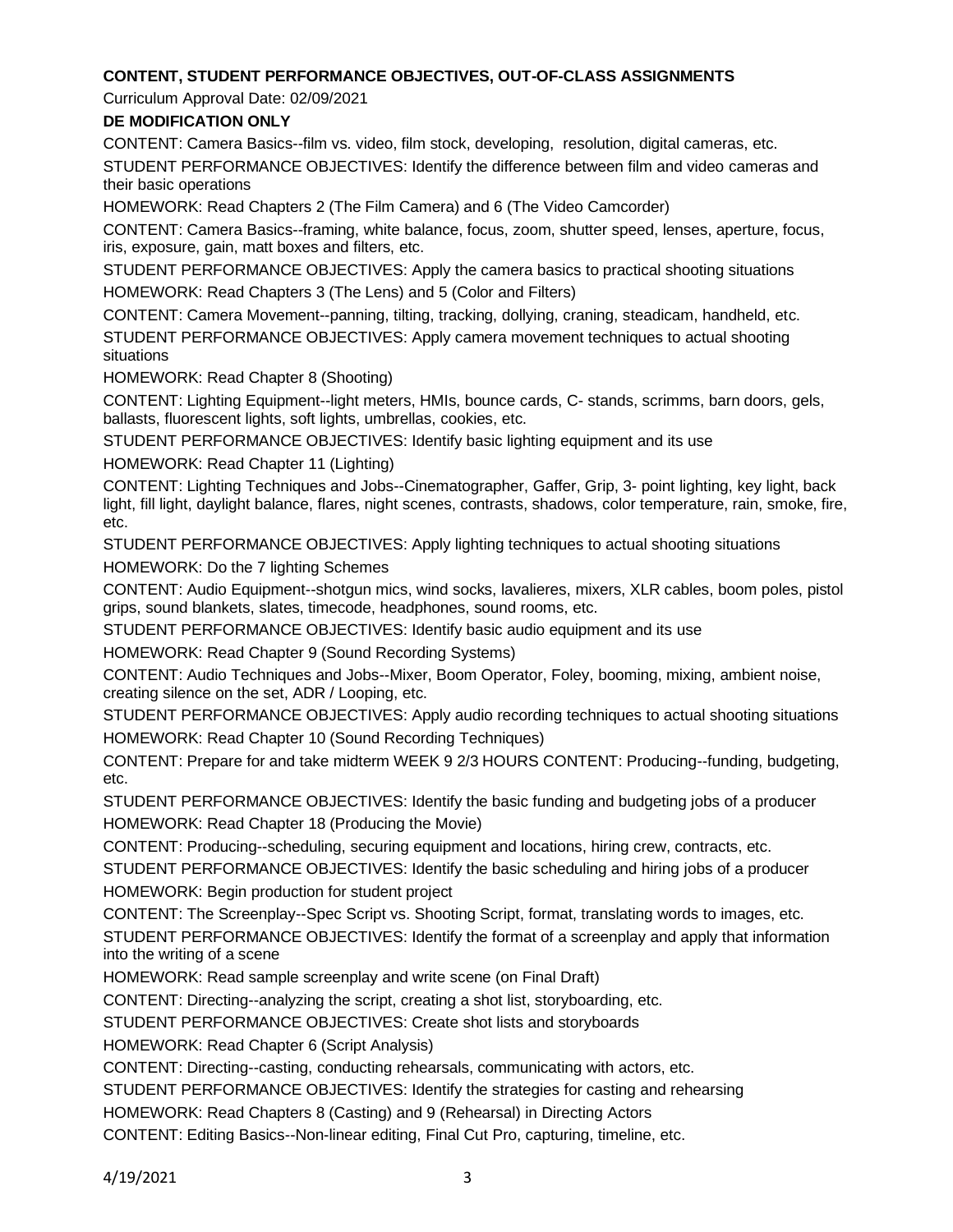**CONTENT, STUDENT PERFORMANCE OBJECTIVES, OUT-OF-CLASS ASSIGNMENTS**

Curriculum Approval Date: 02/09/2021

**DE MODIFICATION ONLY**

CONTENT: Camera Basics--film vs. video, film stock, developing, resolution, digital cameras, etc.

STUDENT PERFORMANCE OBJECTIVES: Identify the difference between film and video cameras and their basic operations

HOMEWORK: Read Chapters 2 (The Film Camera) and 6 (The Video Camcorder)

CONTENT: Camera Basics--framing, white balance, focus, zoom, shutter speed, lenses, aperture, focus, iris, exposure, gain, matt boxes and filters, etc.

STUDENT PERFORMANCE OBJECTIVES: Apply the camera basics to practical shooting situations

HOMEWORK: Read Chapters 3 (The Lens) and 5 (Color and Filters)

CONTENT: Camera Movement--panning, tilting, tracking, dollying, craning, steadicam, handheld, etc.

STUDENT PERFORMANCE OBJECTIVES: Apply camera movement techniques to actual shooting situations

HOMEWORK: Read Chapter 8 (Shooting)

CONTENT: Lighting Equipment--light meters, HMIs, bounce cards, C- stands, scrimms, barn doors, gels, ballasts, fluorescent lights, soft lights, umbrellas, cookies, etc.

STUDENT PERFORMANCE OBJECTIVES: Identify basic lighting equipment and its use

HOMEWORK: Read Chapter 11 (Lighting)

CONTENT: Lighting Techniques and Jobs--Cinematographer, Gaffer, Grip, 3- point lighting, key light, back light, fill light, daylight balance, flares, night scenes, contrasts, shadows, color temperature, rain, smoke, fire, etc.

STUDENT PERFORMANCE OBJECTIVES: Apply lighting techniques to actual shooting situations

HOMEWORK: Do the 7 lighting Schemes

CONTENT: Audio Equipment--shotgun mics, wind socks, lavalieres, mixers, XLR cables, boom poles, pistol grips, sound blankets, slates, timecode, headphones, sound rooms, etc.

STUDENT PERFORMANCE OBJECTIVES: Identify basic audio equipment and its use

HOMEWORK: Read Chapter 9 (Sound Recording Systems)

CONTENT: Audio Techniques and Jobs--Mixer, Boom Operator, Foley, booming, mixing, ambient noise, creating silence on the set, ADR / Looping, etc.

STUDENT PERFORMANCE OBJECTIVES: Apply audio recording techniques to actual shooting situations

HOMEWORK: Read Chapter 10 (Sound Recording Techniques)

CONTENT: Prepare for and take midterm WEEK 9 2/3 HOURS CONTENT: Producing--funding, budgeting, etc.

STUDENT PERFORMANCE OBJECTIVES: Identify the basic funding and budgeting jobs of a producer

HOMEWORK: Read Chapter 18 (Producing the Movie)

CONTENT: Producing--scheduling, securing equipment and locations, hiring crew, contracts, etc.

STUDENT PERFORMANCE OBJECTIVES: Identify the basic scheduling and hiring jobs of a producer

HOMEWORK: Begin production for student project

CONTENT: The Screenplay--Spec Script vs. Shooting Script, format, translating words to images, etc.

STUDENT PERFORMANCE OBJECTIVES: Identify the format of a screenplay and apply that information into the writing of a scene

HOMEWORK: Read sample screenplay and write scene (on Final Draft)

CONTENT: Directing--analyzing the script, creating a shot list, storyboarding, etc.

STUDENT PERFORMANCE OBJECTIVES: Create shot lists and storyboards

HOMEWORK: Read Chapter 6 (Script Analysis)

CONTENT: Directing--casting, conducting rehearsals, communicating with actors, etc.

STUDENT PERFORMANCE OBJECTIVES: Identify the strategies for casting and rehearsing

HOMEWORK: Read Chapters 8 (Casting) and 9 (Rehearsal) in Directing Actors

CONTENT: Editing Basics--Non-linear editing, Final Cut Pro, capturing, timeline, etc.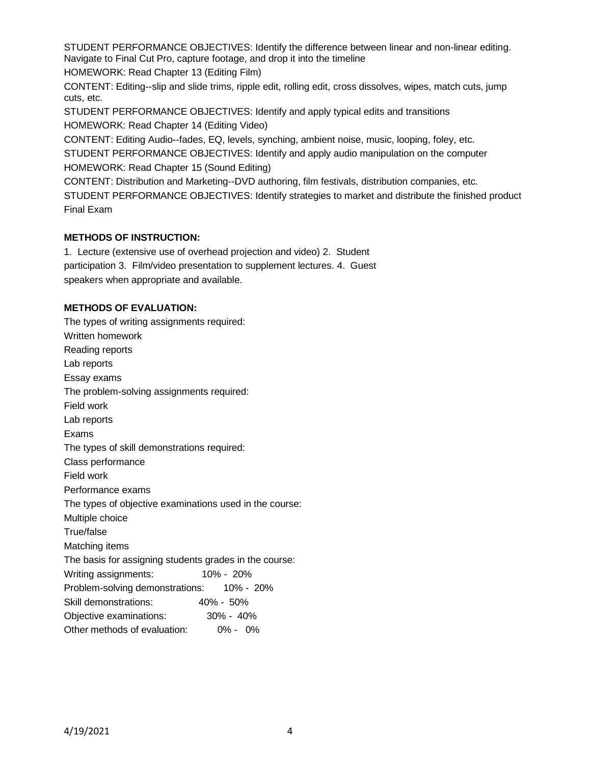STUDENT PERFORMANCE OBJECTIVES: Identify the difference between linear and non-linear editing. Navigate to Final Cut Pro, capture footage, and drop it into the timeline

HOMEWORK: Read Chapter 13 (Editing Film)

CONTENT: Editing--slip and slide trims, ripple edit, rolling edit, cross dissolves, wipes, match cuts, jump cuts, etc.

STUDENT PERFORMANCE OBJECTIVES: Identify and apply typical edits and transitions

HOMEWORK: Read Chapter 14 (Editing Video)

CONTENT: Editing Audio--fades, EQ, levels, synching, ambient noise, music, looping, foley, etc.

STUDENT PERFORMANCE OBJECTIVES: Identify and apply audio manipulation on the computer

HOMEWORK: Read Chapter 15 (Sound Editing)

CONTENT: Distribution and Marketing--DVD authoring, film festivals, distribution companies, etc.

STUDENT PERFORMANCE OBJECTIVES: Identify strategies to market and distribute the finished product

Final Exam

**METHODS OF INSTRUCTION:**

1. Lecture (extensive use of overhead projection and video) 2. Student participation 3. Film/video presentation to supplement lectures. 4. Guest speakers when appropriate and available.

**METHODS OF EVALUATION:**

The types of writing assignments required:
Written homework
Reading reports
Lab reports
Essay exams

The problem-solving assignments required:
Field work
Lab reports
Exams

The types of skill demonstrations required:
Class performance
Field work
Performance exams

The types of objective examinations used in the course:
Multiple choice
True/false
Matching items

The basis for assigning students grades in the course:

| | |
|---|---|
| Writing assignments: | 10% - 20% |
| Problem-solving demonstrations: | 10% - 20% |
| Skill demonstrations: | 40% - 50% |
| Objective examinations: | 30% - 40% |
| Other methods of evaluation: | 0% - 0% |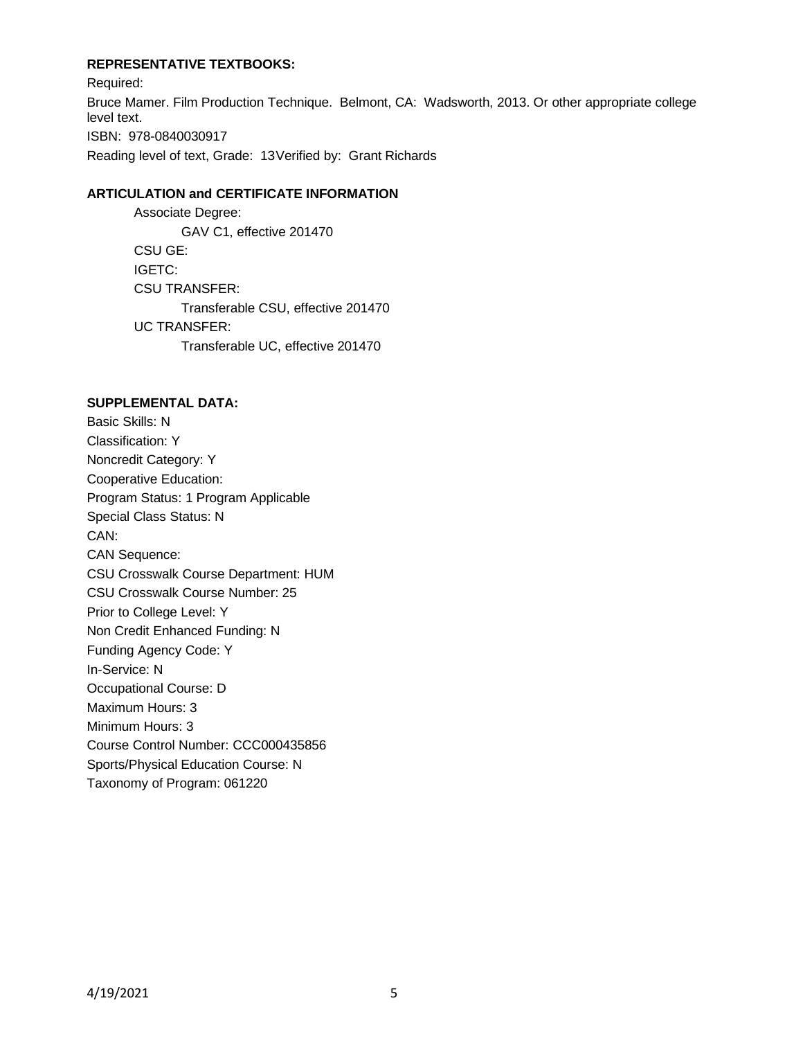**REPRESENTATIVE TEXTBOOKS:**

Required:

Bruce Mamer. Film Production Technique. Belmont, CA: Wadsworth, 2013. Or other appropriate college level text.

ISBN: 978-0840030917

Reading level of text, Grade: 13 Verified by: Grant Richards

**ARTICULATION and CERTIFICATE INFORMATION**

Associate Degree:
    GAV C1, effective 201470
CSU GE:
IGETC:
CSU TRANSFER:
    Transferable CSU, effective 201470
UC TRANSFER:
    Transferable UC, effective 201470

**SUPPLEMENTAL DATA:**

Basic Skills: N
Classification: Y
Noncredit Category: Y
Cooperative Education:
Program Status: 1 Program Applicable
Special Class Status: N
CAN:
CAN Sequence:
CSU Crosswalk Course Department: HUM
CSU Crosswalk Course Number: 25
Prior to College Level: Y
Non Credit Enhanced Funding: N
Funding Agency Code: Y
In-Service: N
Occupational Course: D
Maximum Hours: 3
Minimum Hours: 3
Course Control Number: CCC000435856
Sports/Physical Education Course: N
Taxonomy of Program: 061220